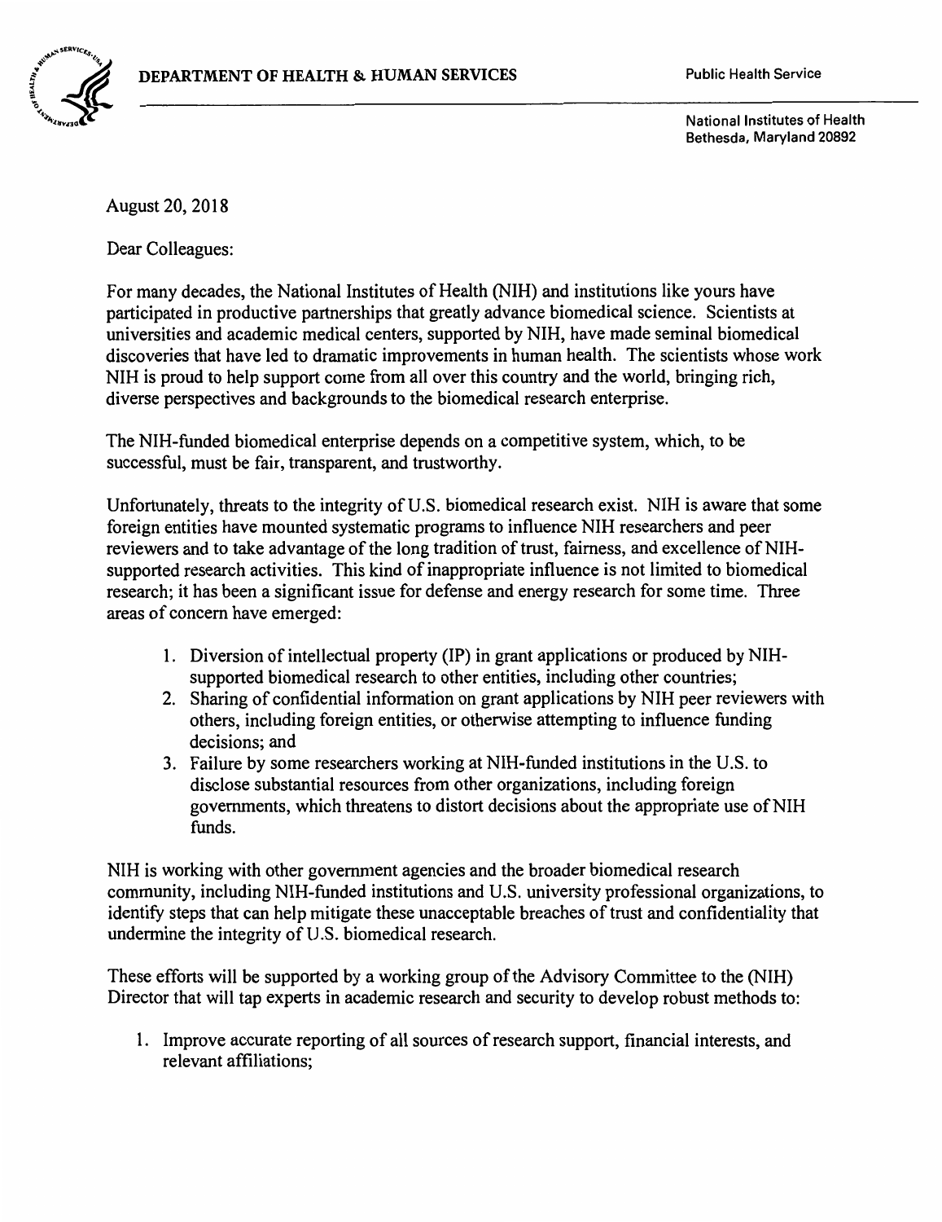**DEPARTMENT OF HEALTH & HUMAN SERVICES**

Public Health Service

National Institutes of Health
Bethesda, Maryland 20892

August 20, 2018

Dear Colleagues:

For many decades, the National Institutes of Health (NIH) and institutions like yours have participated in productive partnerships that greatly advance biomedical science. Scientists at universities and academic medical centers, supported by NIH, have made seminal biomedical discoveries that have led to dramatic improvements in human health. The scientists whose work NIH is proud to help support come from all over this country and the world, bringing rich, diverse perspectives and backgrounds to the biomedical research enterprise.

The NIH-funded biomedical enterprise depends on a competitive system, which, to be successful, must be fair, transparent, and trustworthy.

Unfortunately, threats to the integrity of U.S. biomedical research exist. NIH is aware that some foreign entities have mounted systematic programs to influence NIH researchers and peer reviewers and to take advantage of the long tradition of trust, fairness, and excellence of NIH-supported research activities. This kind of inappropriate influence is not limited to biomedical research; it has been a significant issue for defense and energy research for some time. Three areas of concern have emerged:

1. Diversion of intellectual property (IP) in grant applications or produced by NIH-supported biomedical research to other entities, including other countries;
2. Sharing of confidential information on grant applications by NIH peer reviewers with others, including foreign entities, or otherwise attempting to influence funding decisions; and
3. Failure by some researchers working at NIH-funded institutions in the U.S. to disclose substantial resources from other organizations, including foreign governments, which threatens to distort decisions about the appropriate use of NIH funds.

NIH is working with other government agencies and the broader biomedical research community, including NIH-funded institutions and U.S. university professional organizations, to identify steps that can help mitigate these unacceptable breaches of trust and confidentiality that undermine the integrity of U.S. biomedical research.

These efforts will be supported by a working group of the Advisory Committee to the (NIH) Director that will tap experts in academic research and security to develop robust methods to:

1. Improve accurate reporting of all sources of research support, financial interests, and relevant affiliations;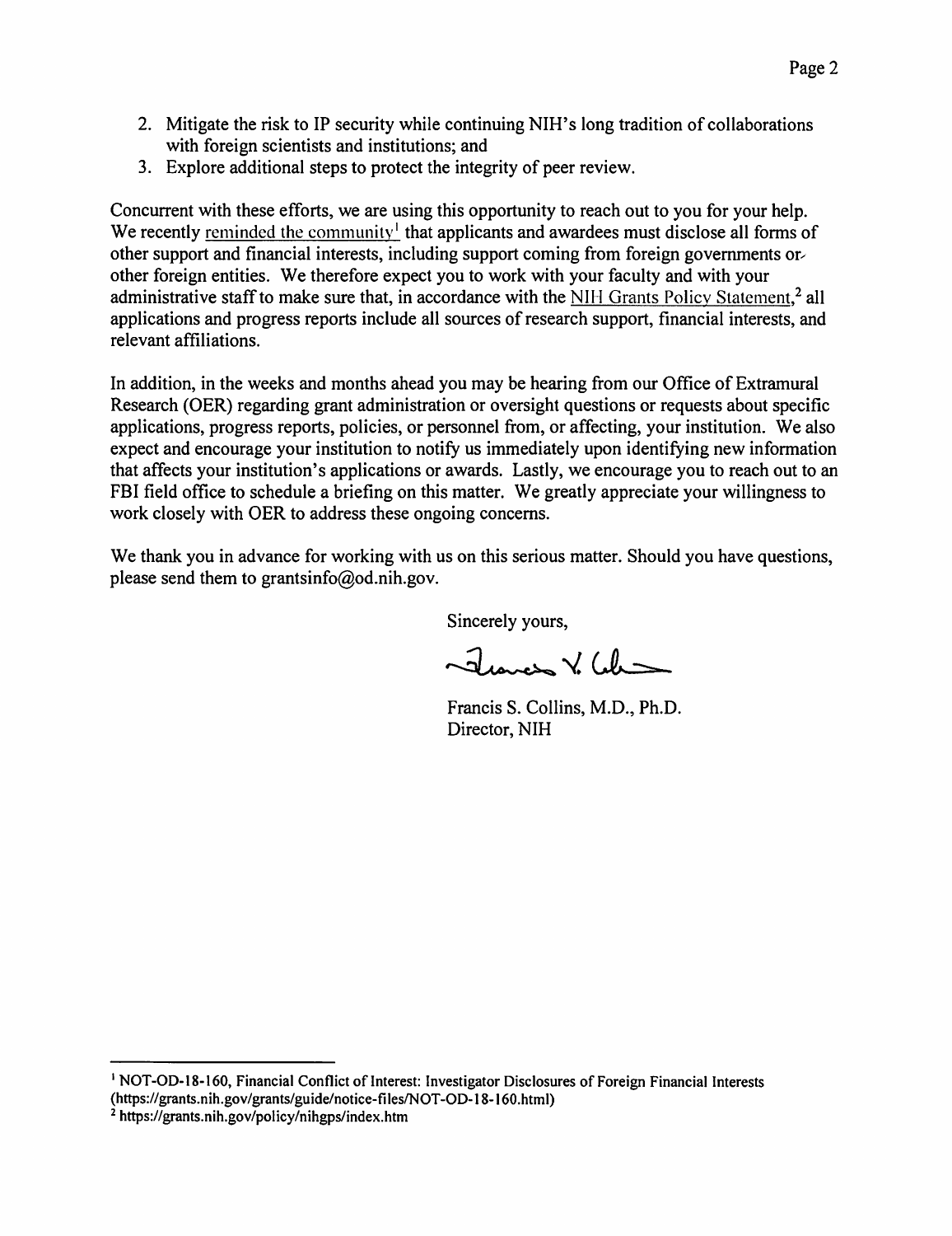2. Mitigate the risk to IP security while continuing NIH's long tradition of collaborations with foreign scientists and institutions; and
3. Explore additional steps to protect the integrity of peer review.

Concurrent with these efforts, we are using this opportunity to reach out to you for your help. We recently reminded the community[1] that applicants and awardees must disclose all forms of other support and financial interests, including support coming from foreign governments or other foreign entities. We therefore expect you to work with your faculty and with your administrative staff to make sure that, in accordance with the NIH Grants Policy Statement,[2] all applications and progress reports include all sources of research support, financial interests, and relevant affiliations.

In addition, in the weeks and months ahead you may be hearing from our Office of Extramural Research (OER) regarding grant administration or oversight questions or requests about specific applications, progress reports, policies, or personnel from, or affecting, your institution. We also expect and encourage your institution to notify us immediately upon identifying new information that affects your institution's applications or awards. Lastly, we encourage you to reach out to an FBI field office to schedule a briefing on this matter. We greatly appreciate your willingness to work closely with OER to address these ongoing concerns.

We thank you in advance for working with us on this serious matter. Should you have questions, please send them to grantsinfo@od.nih.gov.

Sincerely yours,

Francis S. Collins, M.D., Ph.D.
Director, NIH

---

[1] NOT-OD-18-160, Financial Conflict of Interest: Investigator Disclosures of Foreign Financial Interests (https://grants.nih.gov/grants/guide/notice-files/NOT-OD-18-160.html)

[2] https://grants.nih.gov/policy/nihgps/index.htm